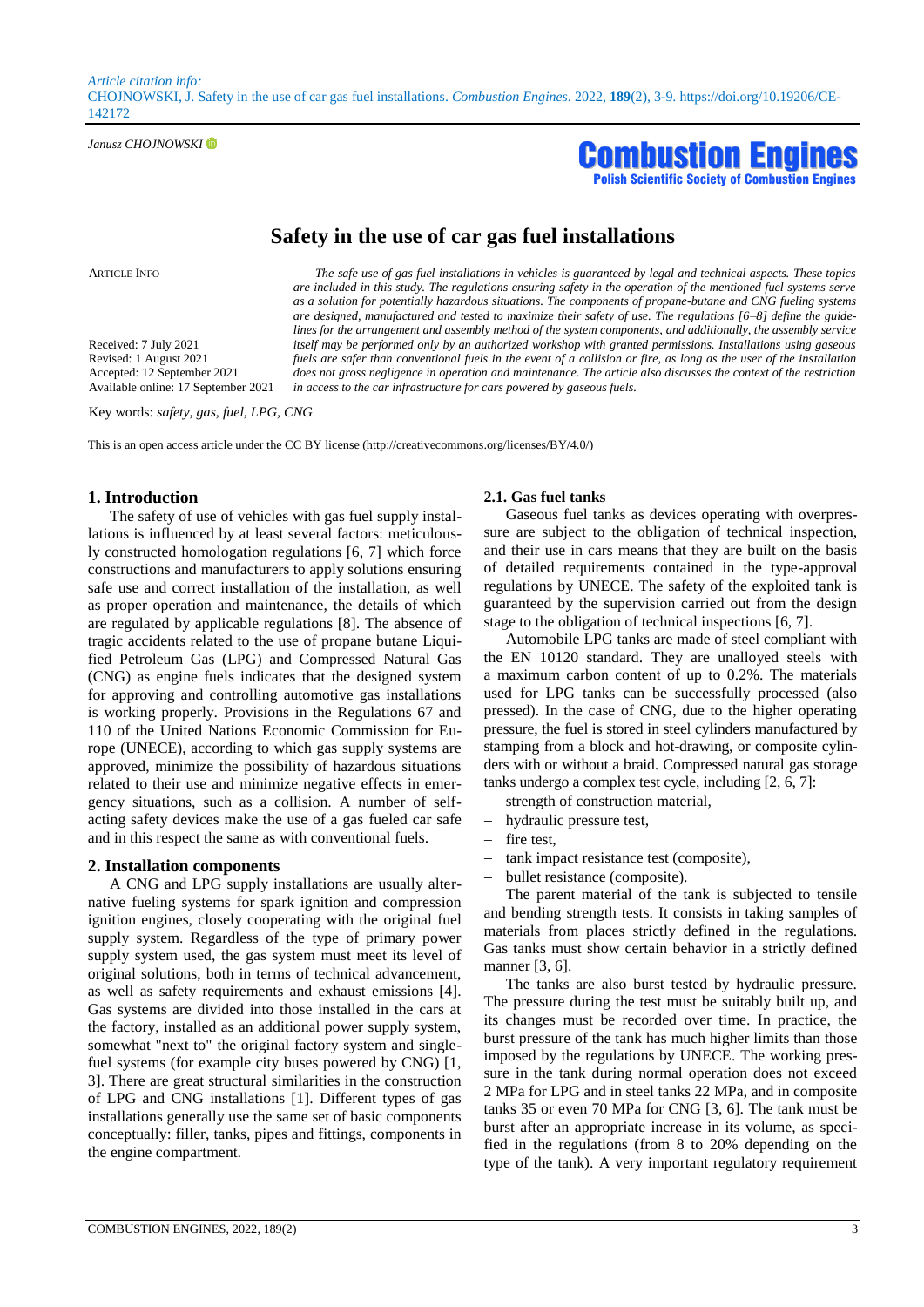*Article citation info:*
CHOJNOWSKI, J. Safety in the use of car gas fuel installations. *Combustion Engines*. 2022, **189**(2), 3-9. https://doi.org/10.19206/CE-142172

*Janusz CHOJNOWSKI*

**Combustion Engines**
**Polish Scientific Society of Combustion Engines**

# Safety in the use of car gas fuel installations

ARTICLE INFO

Received: 7 July 2021
Revised: 1 August 2021
Accepted: 12 September 2021
Available online: 17 September 2021

*The safe use of gas fuel installations in vehicles is guaranteed by legal and technical aspects. These topics are included in this study. The regulations ensuring safety in the operation of the mentioned fuel systems serve as a solution for potentially hazardous situations. The components of propane-butane and CNG fueling systems are designed, manufactured and tested to maximize their safety of use. The regulations [6–8] define the guidelines for the arrangement and assembly method of the system components, and additionally, the assembly service itself may be performed only by an authorized workshop with granted permissions. Installations using gaseous fuels are safer than conventional fuels in the event of a collision or fire, as long as the user of the installation does not gross negligence in operation and maintenance. The article also discusses the context of the restriction in access to the car infrastructure for cars powered by gaseous fuels.*

Key words: *safety, gas, fuel, LPG, CNG*

This is an open access article under the CC BY license (http://creativecommons.org/licenses/BY/4.0/)

## 1. Introduction

The safety of use of vehicles with gas fuel supply installations is influenced by at least several factors: meticulously constructed homologation regulations [6, 7] which force constructions and manufacturers to apply solutions ensuring safe use and correct installation of the installation, as well as proper operation and maintenance, the details of which are regulated by applicable regulations [8]. The absence of tragic accidents related to the use of propane butane Liquified Petroleum Gas (LPG) and Compressed Natural Gas (CNG) as engine fuels indicates that the designed system for approving and controlling automotive gas installations is working properly. Provisions in the Regulations 67 and 110 of the United Nations Economic Commission for Europe (UNECE), according to which gas supply systems are approved, minimize the possibility of hazardous situations related to their use and minimize negative effects in emergency situations, such as a collision. A number of self-acting safety devices make the use of a gas fueled car safe and in this respect the same as with conventional fuels.

## 2. Installation components

A CNG and LPG supply installations are usually alternative fueling systems for spark ignition and compression ignition engines, closely cooperating with the original fuel supply system. Regardless of the type of primary power supply system used, the gas system must meet its level of original solutions, both in terms of technical advancement, as well as safety requirements and exhaust emissions [4]. Gas systems are divided into those installed in the cars at the factory, installed as an additional power supply system, somewhat "next to" the original factory system and single-fuel systems (for example city buses powered by CNG) [1, 3]. There are great structural similarities in the construction of LPG and CNG installations [1]. Different types of gas installations generally use the same set of basic components conceptually: filler, tanks, pipes and fittings, components in the engine compartment.

### 2.1. Gas fuel tanks

Gaseous fuel tanks as devices operating with overpressure are subject to the obligation of technical inspection, and their use in cars means that they are built on the basis of detailed requirements contained in the type-approval regulations by UNECE. The safety of the exploited tank is guaranteed by the supervision carried out from the design stage to the obligation of technical inspections [6, 7].

Automobile LPG tanks are made of steel compliant with the EN 10120 standard. They are unalloyed steels with a maximum carbon content of up to 0.2%. The materials used for LPG tanks can be successfully processed (also pressed). In the case of CNG, due to the higher operating pressure, the fuel is stored in steel cylinders manufactured by stamping from a block and hot-drawing, or composite cylinders with or without a braid. Compressed natural gas storage tanks undergo a complex test cycle, including [2, 6, 7]:

- strength of construction material,
- hydraulic pressure test,
- fire test,
- tank impact resistance test (composite),
- bullet resistance (composite).

The parent material of the tank is subjected to tensile and bending strength tests. It consists in taking samples of materials from places strictly defined in the regulations. Gas tanks must show certain behavior in a strictly defined manner [3, 6].

The tanks are also burst tested by hydraulic pressure. The pressure during the test must be suitably built up, and its changes must be recorded over time. In practice, the burst pressure of the tank has much higher limits than those imposed by the regulations by UNECE. The working pressure in the tank during normal operation does not exceed 2 MPa for LPG and in steel tanks 22 MPa, and in composite tanks 35 or even 70 MPa for CNG [3, 6]. The tank must be burst after an appropriate increase in its volume, as specified in the regulations (from 8 to 20% depending on the type of the tank). A very important regulatory requirement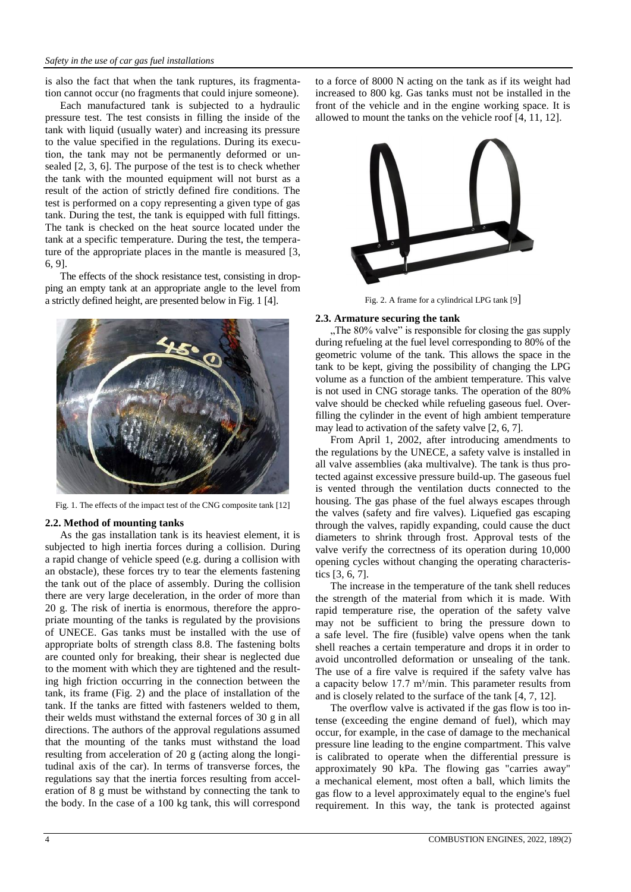is also the fact that when the tank ruptures, its fragmentation cannot occur (no fragments that could injure someone).

Each manufactured tank is subjected to a hydraulic pressure test. The test consists in filling the inside of the tank with liquid (usually water) and increasing its pressure to the value specified in the regulations. During its execution, the tank may not be permanently deformed or unsealed [2, 3, 6]. The purpose of the test is to check whether the tank with the mounted equipment will not burst as a result of the action of strictly defined fire conditions. The test is performed on a copy representing a given type of gas tank. During the test, the tank is equipped with full fittings. The tank is checked on the heat source located under the tank at a specific temperature. During the test, the temperature of the appropriate places in the mantle is measured [3, 6, 9].

The effects of the shock resistance test, consisting in dropping an empty tank at an appropriate angle to the level from a strictly defined height, are presented below in Fig. 1 [4].

Fig. 1. The effects of the impact test of the CNG composite tank [12]

### 2.2. Method of mounting tanks

As the gas installation tank is its heaviest element, it is subjected to high inertia forces during a collision. During a rapid change of vehicle speed (e.g. during a collision with an obstacle), these forces try to tear the elements fastening the tank out of the place of assembly. During the collision there are very large deceleration, in the order of more than 20 g. The risk of inertia is enormous, therefore the appropriate mounting of the tanks is regulated by the provisions of UNECE. Gas tanks must be installed with the use of appropriate bolts of strength class 8.8. The fastening bolts are counted only for breaking, their shear is neglected due to the moment with which they are tightened and the resulting high friction occurring in the connection between the tank, its frame (Fig. 2) and the place of installation of the tank. If the tanks are fitted with fasteners welded to them, their welds must withstand the external forces of 30 g in all directions. The authors of the approval regulations assumed that the mounting of the tanks must withstand the load resulting from acceleration of 20 g (acting along the longitudinal axis of the car). In terms of transverse forces, the regulations say that the inertia forces resulting from acceleration of 8 g must be withstand by connecting the tank to the body. In the case of a 100 kg tank, this will correspond to a force of 8000 N acting on the tank as if its weight had increased to 800 kg. Gas tanks must not be installed in the front of the vehicle and in the engine working space. It is allowed to mount the tanks on the vehicle roof [4, 11, 12].

Fig. 2. A frame for a cylindrical LPG tank [9]

### 2.3. Armature securing the tank

„The 80% valve" is responsible for closing the gas supply during refueling at the fuel level corresponding to 80% of the geometric volume of the tank. This allows the space in the tank to be kept, giving the possibility of changing the LPG volume as a function of the ambient temperature. This valve is not used in CNG storage tanks. The operation of the 80% valve should be checked while refueling gaseous fuel. Overfilling the cylinder in the event of high ambient temperature may lead to activation of the safety valve [2, 6, 7].

From April 1, 2002, after introducing amendments to the regulations by the UNECE, a safety valve is installed in all valve assemblies (aka multivalve). The tank is thus protected against excessive pressure build-up. The gaseous fuel is vented through the ventilation ducts connected to the housing. The gas phase of the fuel always escapes through the valves (safety and fire valves). Liquefied gas escaping through the valves, rapidly expanding, could cause the duct diameters to shrink through frost. Approval tests of the valve verify the correctness of its operation during 10,000 opening cycles without changing the operating characteristics [3, 6, 7].

The increase in the temperature of the tank shell reduces the strength of the material from which it is made. With rapid temperature rise, the operation of the safety valve may not be sufficient to bring the pressure down to a safe level. The fire (fusible) valve opens when the tank shell reaches a certain temperature and drops it in order to avoid uncontrolled deformation or unsealing of the tank. The use of a fire valve is required if the safety valve has a capacity below 17.7 $m^3$/min. This parameter results from and is closely related to the surface of the tank [4, 7, 12].

The overflow valve is activated if the gas flow is too intense (exceeding the engine demand of fuel), which may occur, for example, in the case of damage to the mechanical pressure line leading to the engine compartment. This valve is calibrated to operate when the differential pressure is approximately 90 kPa. The flowing gas "carries away" a mechanical element, most often a ball, which limits the gas flow to a level approximately equal to the engine's fuel requirement. In this way, the tank is protected against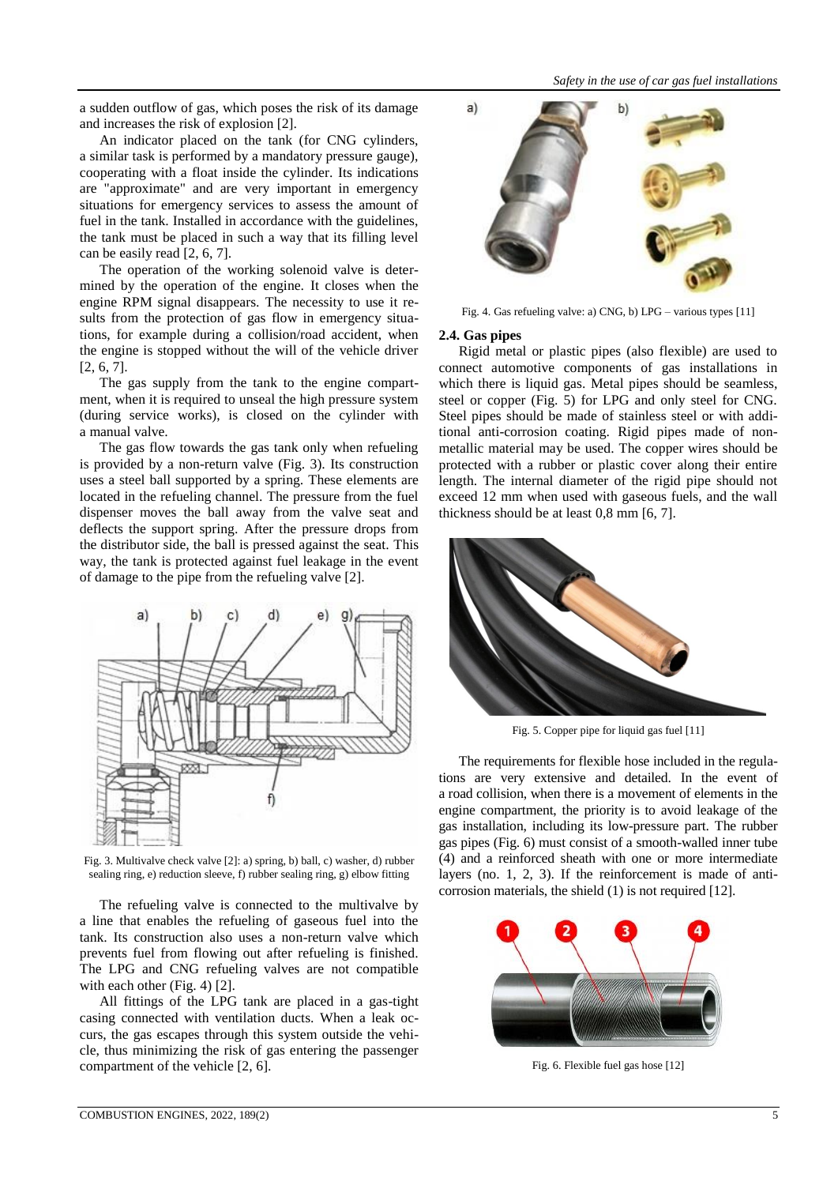a sudden outflow of gas, which poses the risk of its damage and increases the risk of explosion [2].

An indicator placed on the tank (for CNG cylinders, a similar task is performed by a mandatory pressure gauge), cooperating with a float inside the cylinder. Its indications are "approximate" and are very important in emergency situations for emergency services to assess the amount of fuel in the tank. Installed in accordance with the guidelines, the tank must be placed in such a way that its filling level can be easily read [2, 6, 7].

The operation of the working solenoid valve is determined by the operation of the engine. It closes when the engine RPM signal disappears. The necessity to use it results from the protection of gas flow in emergency situations, for example during a collision/road accident, when the engine is stopped without the will of the vehicle driver [2, 6, 7].

The gas supply from the tank to the engine compartment, when it is required to unseal the high pressure system (during service works), is closed on the cylinder with a manual valve.

The gas flow towards the gas tank only when refueling is provided by a non-return valve (Fig. 3). Its construction uses a steel ball supported by a spring. These elements are located in the refueling channel. The pressure from the fuel dispenser moves the ball away from the valve seat and deflects the support spring. After the pressure drops from the distributor side, the ball is pressed against the seat. This way, the tank is protected against fuel leakage in the event of damage to the pipe from the refueling valve [2].

Fig. 3. Multivalve check valve [2]: a) spring, b) ball, c) washer, d) rubber sealing ring, e) reduction sleeve, f) rubber sealing ring, g) elbow fitting

The refueling valve is connected to the multivalve by a line that enables the refueling of gaseous fuel into the tank. Its construction also uses a non-return valve which prevents fuel from flowing out after refueling is finished. The LPG and CNG refueling valves are not compatible with each other (Fig. 4) [2].

All fittings of the LPG tank are placed in a gas-tight casing connected with ventilation ducts. When a leak occurs, the gas escapes through this system outside the vehicle, thus minimizing the risk of gas entering the passenger compartment of the vehicle [2, 6].

Fig. 4. Gas refueling valve: a) CNG, b) LPG – various types [11]

### 2.4. Gas pipes

Rigid metal or plastic pipes (also flexible) are used to connect automotive components of gas installations in which there is liquid gas. Metal pipes should be seamless, steel or copper (Fig. 5) for LPG and only steel for CNG. Steel pipes should be made of stainless steel or with additional anti-corrosion coating. Rigid pipes made of non-metallic material may be used. The copper wires should be protected with a rubber or plastic cover along their entire length. The internal diameter of the rigid pipe should not exceed 12 mm when used with gaseous fuels, and the wall thickness should be at least 0,8 mm [6, 7].

Fig. 5. Copper pipe for liquid gas fuel [11]

The requirements for flexible hose included in the regulations are very extensive and detailed. In the event of a road collision, when there is a movement of elements in the engine compartment, the priority is to avoid leakage of the gas installation, including its low-pressure part. The rubber gas pipes (Fig. 6) must consist of a smooth-walled inner tube (4) and a reinforced sheath with one or more intermediate layers (no. 1, 2, 3). If the reinforcement is made of anti-corrosion materials, the shield (1) is not required [12].

Fig. 6. Flexible fuel gas hose [12]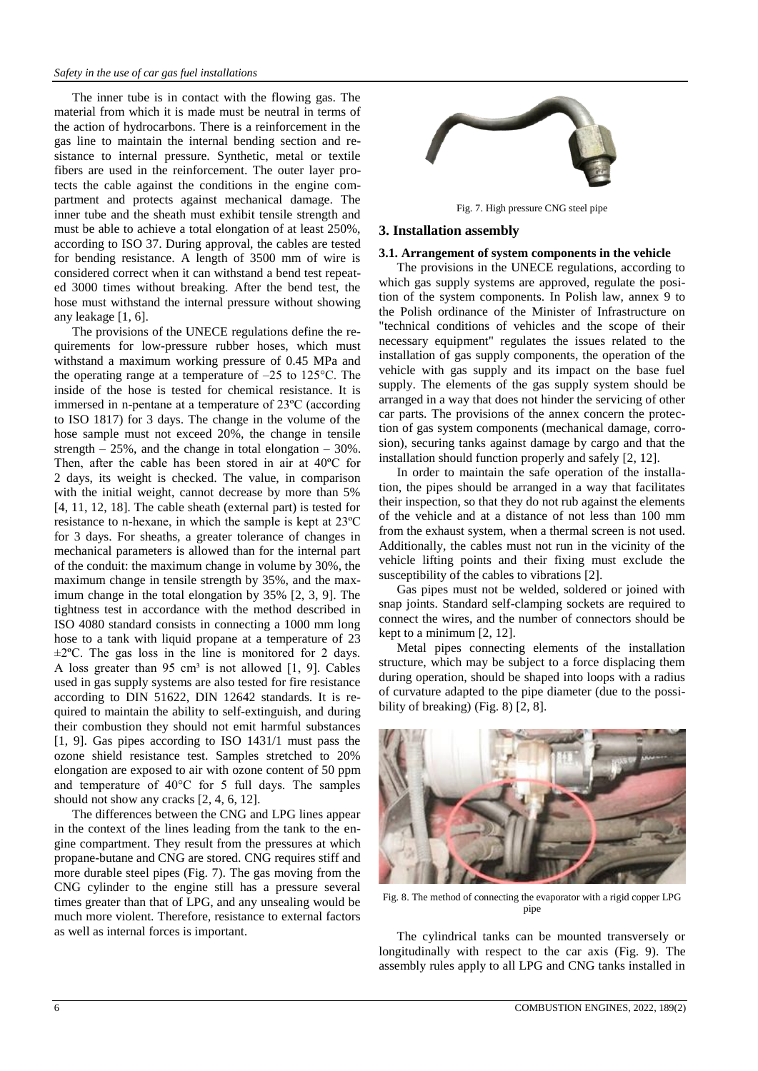The inner tube is in contact with the flowing gas. The material from which it is made must be neutral in terms of the action of hydrocarbons. There is a reinforcement in the gas line to maintain the internal bending section and resistance to internal pressure. Synthetic, metal or textile fibers are used in the reinforcement. The outer layer protects the cable against the conditions in the engine compartment and protects against mechanical damage. The inner tube and the sheath must exhibit tensile strength and must be able to achieve a total elongation of at least 250%, according to ISO 37. During approval, the cables are tested for bending resistance. A length of 3500 mm of wire is considered correct when it can withstand a bend test repeated 3000 times without breaking. After the bend test, the hose must withstand the internal pressure without showing any leakage [1, 6].

The provisions of the UNECE regulations define the requirements for low-pressure rubber hoses, which must withstand a maximum working pressure of 0.45 MPa and the operating range at a temperature of –25 to 125°C. The inside of the hose is tested for chemical resistance. It is immersed in n-pentane at a temperature of 23ºC (according to ISO 1817) for 3 days. The change in the volume of the hose sample must not exceed 20%, the change in tensile strength – 25%, and the change in total elongation – 30%. Then, after the cable has been stored in air at 40ºC for 2 days, its weight is checked. The value, in comparison with the initial weight, cannot decrease by more than 5% [4, 11, 12, 18]. The cable sheath (external part) is tested for resistance to n-hexane, in which the sample is kept at 23ºC for 3 days. For sheaths, a greater tolerance of changes in mechanical parameters is allowed than for the internal part of the conduit: the maximum change in volume by 30%, the maximum change in tensile strength by 35%, and the maximum change in the total elongation by 35% [2, 3, 9]. The tightness test in accordance with the method described in ISO 4080 standard consists in connecting a 1000 mm long hose to a tank with liquid propane at a temperature of 23 ±2ºC. The gas loss in the line is monitored for 2 days. A loss greater than 95 cm³ is not allowed [1, 9]. Cables used in gas supply systems are also tested for fire resistance according to DIN 51622, DIN 12642 standards. It is required to maintain the ability to self-extinguish, and during their combustion they should not emit harmful substances [1, 9]. Gas pipes according to ISO 1431/1 must pass the ozone shield resistance test. Samples stretched to 20% elongation are exposed to air with ozone content of 50 ppm and temperature of 40°C for 5 full days. The samples should not show any cracks [2, 4, 6, 12].

The differences between the CNG and LPG lines appear in the context of the lines leading from the tank to the engine compartment. They result from the pressures at which propane-butane and CNG are stored. CNG requires stiff and more durable steel pipes (Fig. 7). The gas moving from the CNG cylinder to the engine still has a pressure several times greater than that of LPG, and any unsealing would be much more violent. Therefore, resistance to external factors as well as internal forces is important.

Fig. 7. High pressure CNG steel pipe

## 3. Installation assembly

### 3.1. Arrangement of system components in the vehicle

The provisions in the UNECE regulations, according to which gas supply systems are approved, regulate the position of the system components. In Polish law, annex 9 to the Polish ordinance of the Minister of Infrastructure on "technical conditions of vehicles and the scope of their necessary equipment" regulates the issues related to the installation of gas supply components, the operation of the vehicle with gas supply and its impact on the base fuel supply. The elements of the gas supply system should be arranged in a way that does not hinder the servicing of other car parts. The provisions of the annex concern the protection of gas system components (mechanical damage, corrosion), securing tanks against damage by cargo and that the installation should function properly and safely [2, 12].

In order to maintain the safe operation of the installation, the pipes should be arranged in a way that facilitates their inspection, so that they do not rub against the elements of the vehicle and at a distance of not less than 100 mm from the exhaust system, when a thermal screen is not used. Additionally, the cables must not run in the vicinity of the vehicle lifting points and their fixing must exclude the susceptibility of the cables to vibrations [2].

Gas pipes must not be welded, soldered or joined with snap joints. Standard self-clamping sockets are required to connect the wires, and the number of connectors should be kept to a minimum [2, 12].

Metal pipes connecting elements of the installation structure, which may be subject to a force displacing them during operation, should be shaped into loops with a radius of curvature adapted to the pipe diameter (due to the possibility of breaking) (Fig. 8) [2, 8].

Fig. 8. The method of connecting the evaporator with a rigid copper LPG pipe

The cylindrical tanks can be mounted transversely or longitudinally with respect to the car axis (Fig. 9). The assembly rules apply to all LPG and CNG tanks installed in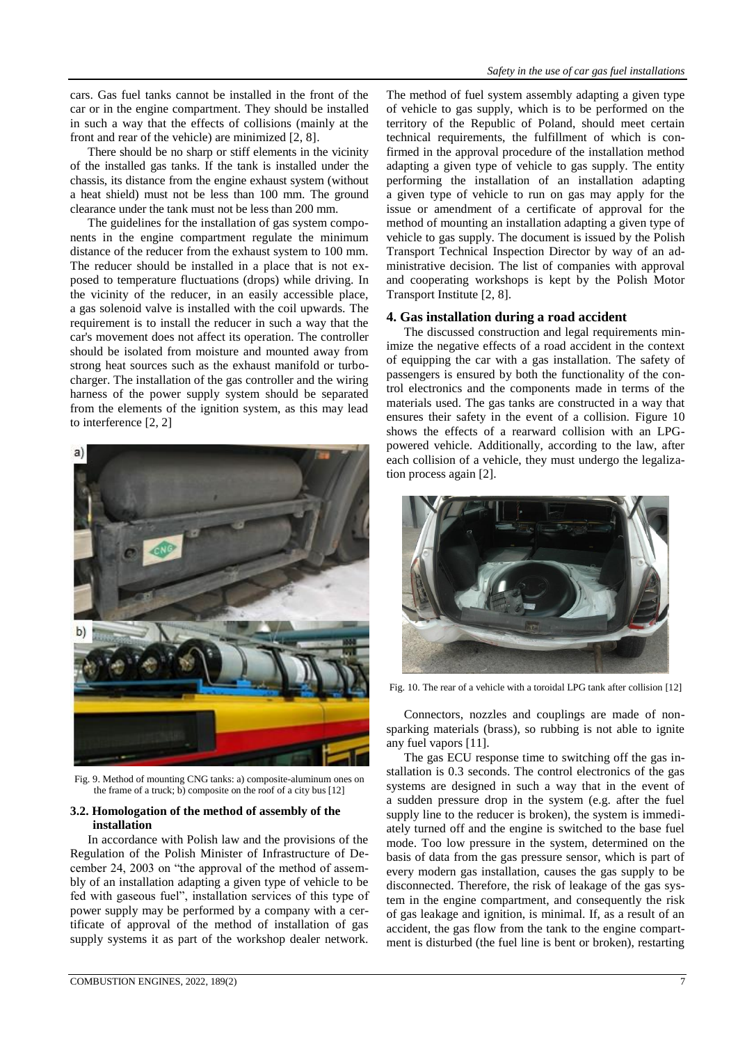cars. Gas fuel tanks cannot be installed in the front of the car or in the engine compartment. They should be installed in such a way that the effects of collisions (mainly at the front and rear of the vehicle) are minimized [2, 8].

There should be no sharp or stiff elements in the vicinity of the installed gas tanks. If the tank is installed under the chassis, its distance from the engine exhaust system (without a heat shield) must not be less than 100 mm. The ground clearance under the tank must not be less than 200 mm.

The guidelines for the installation of gas system components in the engine compartment regulate the minimum distance of the reducer from the exhaust system to 100 mm. The reducer should be installed in a place that is not exposed to temperature fluctuations (drops) while driving. In the vicinity of the reducer, in an easily accessible place, a gas solenoid valve is installed with the coil upwards. The requirement is to install the reducer in such a way that the car's movement does not affect its operation. The controller should be isolated from moisture and mounted away from strong heat sources such as the exhaust manifold or turbocharger. The installation of the gas controller and the wiring harness of the power supply system should be separated from the elements of the ignition system, as this may lead to interference [2, 2]

Fig. 9. Method of mounting CNG tanks: a) composite-aluminum ones on the frame of a truck; b) composite on the roof of a city bus [12]

### 3.2. Homologation of the method of assembly of the installation

In accordance with Polish law and the provisions of the Regulation of the Polish Minister of Infrastructure of December 24, 2003 on "the approval of the method of assembly of an installation adapting a given type of vehicle to be fed with gaseous fuel", installation services of this type of power supply may be performed by a company with a certificate of approval of the method of installation of gas supply systems it as part of the workshop dealer network. The method of fuel system assembly adapting a given type of vehicle to gas supply, which is to be performed on the territory of the Republic of Poland, should meet certain technical requirements, the fulfillment of which is confirmed in the approval procedure of the installation method adapting a given type of vehicle to gas supply. The entity performing the installation of an installation adapting a given type of vehicle to run on gas may apply for the issue or amendment of a certificate of approval for the method of mounting an installation adapting a given type of vehicle to gas supply. The document is issued by the Polish Transport Technical Inspection Director by way of an administrative decision. The list of companies with approval and cooperating workshops is kept by the Polish Motor Transport Institute [2, 8].

## 4. Gas installation during a road accident

The discussed construction and legal requirements minimize the negative effects of a road accident in the context of equipping the car with a gas installation. The safety of passengers is ensured by both the functionality of the control electronics and the components made in terms of the materials used. The gas tanks are constructed in a way that ensures their safety in the event of a collision. Figure 10 shows the effects of a rearward collision with an LPG-powered vehicle. Additionally, according to the law, after each collision of a vehicle, they must undergo the legalization process again [2].

Fig. 10. The rear of a vehicle with a toroidal LPG tank after collision [12]

Connectors, nozzles and couplings are made of non-sparking materials (brass), so rubbing is not able to ignite any fuel vapors [11].

The gas ECU response time to switching off the gas installation is 0.3 seconds. The control electronics of the gas systems are designed in such a way that in the event of a sudden pressure drop in the system (e.g. after the fuel supply line to the reducer is broken), the system is immediately turned off and the engine is switched to the base fuel mode. Too low pressure in the system, determined on the basis of data from the gas pressure sensor, which is part of every modern gas installation, causes the gas supply to be disconnected. Therefore, the risk of leakage of the gas system in the engine compartment, and consequently the risk of gas leakage and ignition, is minimal. If, as a result of an accident, the gas flow from the tank to the engine compartment is disturbed (the fuel line is bent or broken), restarting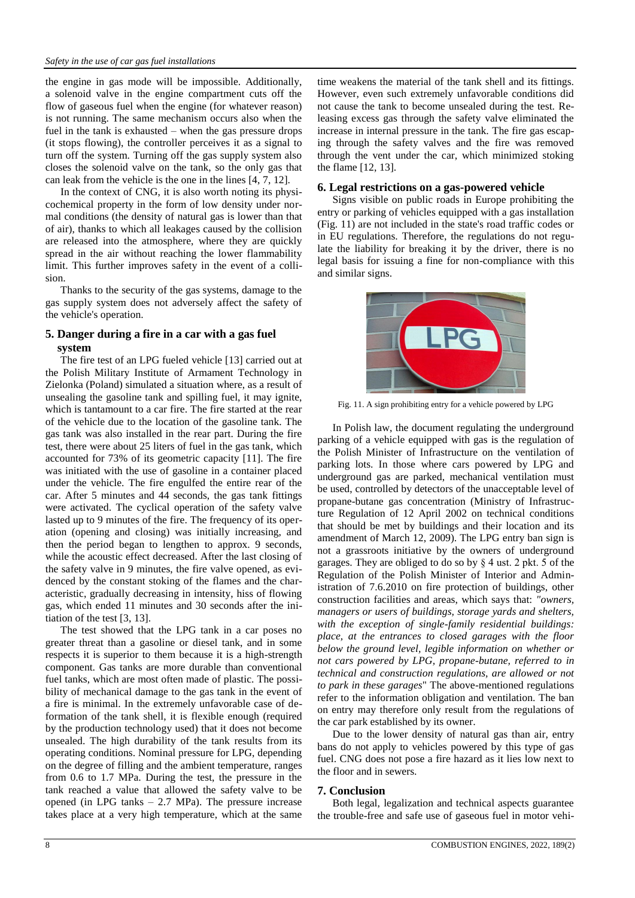the engine in gas mode will be impossible. Additionally, a solenoid valve in the engine compartment cuts off the flow of gaseous fuel when the engine (for whatever reason) is not running. The same mechanism occurs also when the fuel in the tank is exhausted – when the gas pressure drops (it stops flowing), the controller perceives it as a signal to turn off the system. Turning off the gas supply system also closes the solenoid valve on the tank, so the only gas that can leak from the vehicle is the one in the lines [4, 7, 12].

In the context of CNG, it is also worth noting its physicochemical property in the form of low density under normal conditions (the density of natural gas is lower than that of air), thanks to which all leakages caused by the collision are released into the atmosphere, where they are quickly spread in the air without reaching the lower flammability limit. This further improves safety in the event of a collision.

Thanks to the security of the gas systems, damage to the gas supply system does not adversely affect the safety of the vehicle's operation.

## 5. Danger during a fire in a car with a gas fuel system

The fire test of an LPG fueled vehicle [13] carried out at the Polish Military Institute of Armament Technology in Zielonka (Poland) simulated a situation where, as a result of unsealing the gasoline tank and spilling fuel, it may ignite, which is tantamount to a car fire. The fire started at the rear of the vehicle due to the location of the gasoline tank. The gas tank was also installed in the rear part. During the fire test, there were about 25 liters of fuel in the gas tank, which accounted for 73% of its geometric capacity [11]. The fire was initiated with the use of gasoline in a container placed under the vehicle. The fire engulfed the entire rear of the car. After 5 minutes and 44 seconds, the gas tank fittings were activated. The cyclical operation of the safety valve lasted up to 9 minutes of the fire. The frequency of its operation (opening and closing) was initially increasing, and then the period began to lengthen to approx. 9 seconds, while the acoustic effect decreased. After the last closing of the safety valve in 9 minutes, the fire valve opened, as evidenced by the constant stoking of the flames and the characteristic, gradually decreasing in intensity, hiss of flowing gas, which ended 11 minutes and 30 seconds after the initiation of the test [3, 13].

The test showed that the LPG tank in a car poses no greater threat than a gasoline or diesel tank, and in some respects it is superior to them because it is a high-strength component. Gas tanks are more durable than conventional fuel tanks, which are most often made of plastic. The possibility of mechanical damage to the gas tank in the event of a fire is minimal. In the extremely unfavorable case of deformation of the tank shell, it is flexible enough (required by the production technology used) that it does not become unsealed. The high durability of the tank results from its operating conditions. Nominal pressure for LPG, depending on the degree of filling and the ambient temperature, ranges from 0.6 to 1.7 MPa. During the test, the pressure in the tank reached a value that allowed the safety valve to be opened (in LPG tanks – 2.7 MPa). The pressure increase takes place at a very high temperature, which at the same time weakens the material of the tank shell and its fittings. However, even such extremely unfavorable conditions did not cause the tank to become unsealed during the test. Releasing excess gas through the safety valve eliminated the increase in internal pressure in the tank. The fire gas escaping through the safety valves and the fire was removed through the vent under the car, which minimized stoking the flame [12, 13].

## 6. Legal restrictions on a gas-powered vehicle

Signs visible on public roads in Europe prohibiting the entry or parking of vehicles equipped with a gas installation (Fig. 11) are not included in the state's road traffic codes or in EU regulations. Therefore, the regulations do not regulate the liability for breaking it by the driver, there is no legal basis for issuing a fine for non-compliance with this and similar signs.

Fig. 11. A sign prohibiting entry for a vehicle powered by LPG

In Polish law, the document regulating the underground parking of a vehicle equipped with gas is the regulation of the Polish Minister of Infrastructure on the ventilation of parking lots. In those where cars powered by LPG and underground gas are parked, mechanical ventilation must be used, controlled by detectors of the unacceptable level of propane-butane gas concentration (Ministry of Infrastructure Regulation of 12 April 2002 on technical conditions that should be met by buildings and their location and its amendment of March 12, 2009). The LPG entry ban sign is not a grassroots initiative by the owners of underground garages. They are obliged to do so by § 4 ust. 2 pkt. 5 of the Regulation of the Polish Minister of Interior and Administration of 7.6.2010 on fire protection of buildings, other construction facilities and areas, which says that: *"owners, managers or users of buildings, storage yards and shelters, with the exception of single-family residential buildings: place, at the entrances to closed garages with the floor below the ground level, legible information on whether or not cars powered by LPG, propane-butane, referred to in technical and construction regulations, are allowed or not to park in these garages"* The above-mentioned regulations refer to the information obligation and ventilation. The ban on entry may therefore only result from the regulations of the car park established by its owner.

Due to the lower density of natural gas than air, entry bans do not apply to vehicles powered by this type of gas fuel. CNG does not pose a fire hazard as it lies low next to the floor and in sewers.

## 7. Conclusion

Both legal, legalization and technical aspects guarantee the trouble-free and safe use of gaseous fuel in motor vehi-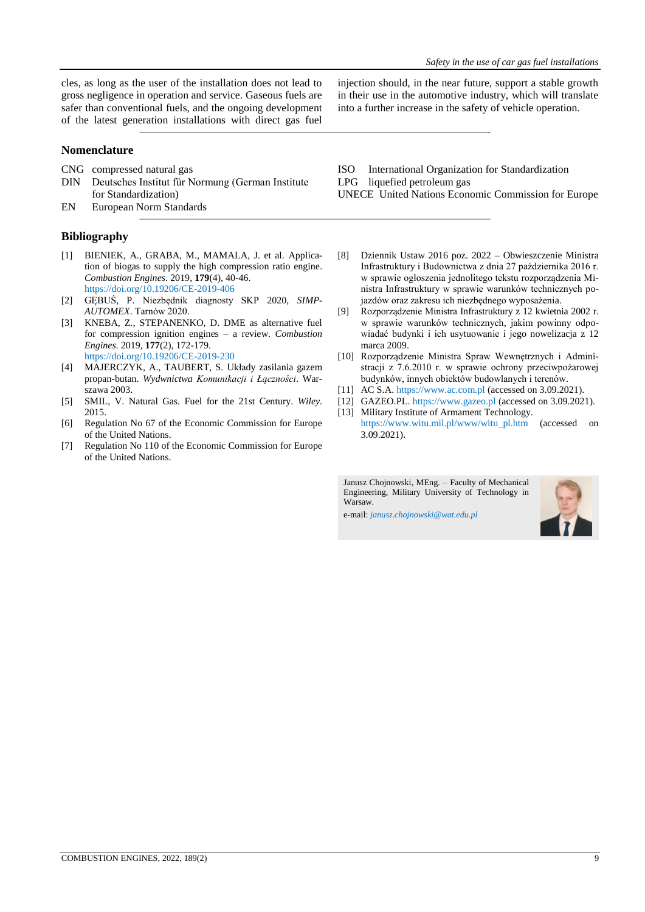cles, as long as the user of the installation does not lead to gross negligence in operation and service. Gaseous fuels are safer than conventional fuels, and the ongoing development of the latest generation installations with direct gas fuel injection should, in the near future, support a stable growth in their use in the automotive industry, which will translate into a further increase in the safety of vehicle operation.

## Nomenclature

CNG compressed natural gas
DIN Deutsches Institut für Normung (German Institute for Standardization)
EN European Norm Standards
ISO International Organization for Standardization
LPG liquefied petroleum gas
UNECE United Nations Economic Commission for Europe

## Bibliography

[1] BIENIEK, A., GRABA, M., MAMALA, J. et al. Application of biogas to supply the high compression ratio engine. *Combustion Engines*. 2019, **179**(4), 40-46. https://doi.org/10.19206/CE-2019-406

[2] GĘBUŚ, P. Niezbędnik diagnosty SKP 2020, *SIMP-AUTOMEX*. Tarnów 2020.

[3] KNEBA, Z., STEPANENKO, D. DME as alternative fuel for compression ignition engines – a review. *Combustion Engines*. 2019, **177**(2), 172-179. https://doi.org/10.19206/CE-2019-230

[4] MAJERCZYK, A., TAUBERT, S. Układy zasilania gazem propan-butan. *Wydwnictwa Komunikacji i Łączności*. Warszawa 2003.

[5] SMIL, V. Natural Gas. Fuel for the 21st Century. *Wiley*. 2015.

[6] Regulation No 67 of the Economic Commission for Europe of the United Nations.

[7] Regulation No 110 of the Economic Commission for Europe of the United Nations.

[8] Dziennik Ustaw 2016 poz. 2022 – Obwieszczenie Ministra Infrastruktury i Budownictwa z dnia 27 października 2016 r. w sprawie ogłoszenia jednolitego tekstu rozporządzenia Ministra Infrastruktury w sprawie warunków technicznych pojazdów oraz zakresu ich niezbędnego wyposażenia.

[9] Rozporządzenie Ministra Infrastruktury z 12 kwietnia 2002 r. w sprawie warunków technicznych, jakim powinny odpowiadać budynki i ich usytuowanie i jego nowelizacja z 12 marca 2009.

[10] Rozporządzenie Ministra Spraw Wewnętrznych i Administracji z 7.6.2010 r. w sprawie ochrony przeciwpożarowej budynków, innych obiektów budowlanych i terenów.

[11] AC S.A. https://www.ac.com.pl (accessed on 3.09.2021).

[12] GAZEO.PL. https://www.gazeo.pl (accessed on 3.09.2021).

[13] Military Institute of Armament Technology. https://www.witu.mil.pl/www/witu_pl.htm (accessed on 3.09.2021).

Janusz Chojnowski, MEng. – Faculty of Mechanical Engineering, Military University of Technology in Warsaw.

e-mail: *janusz.chojnowski@wat.edu.pl*